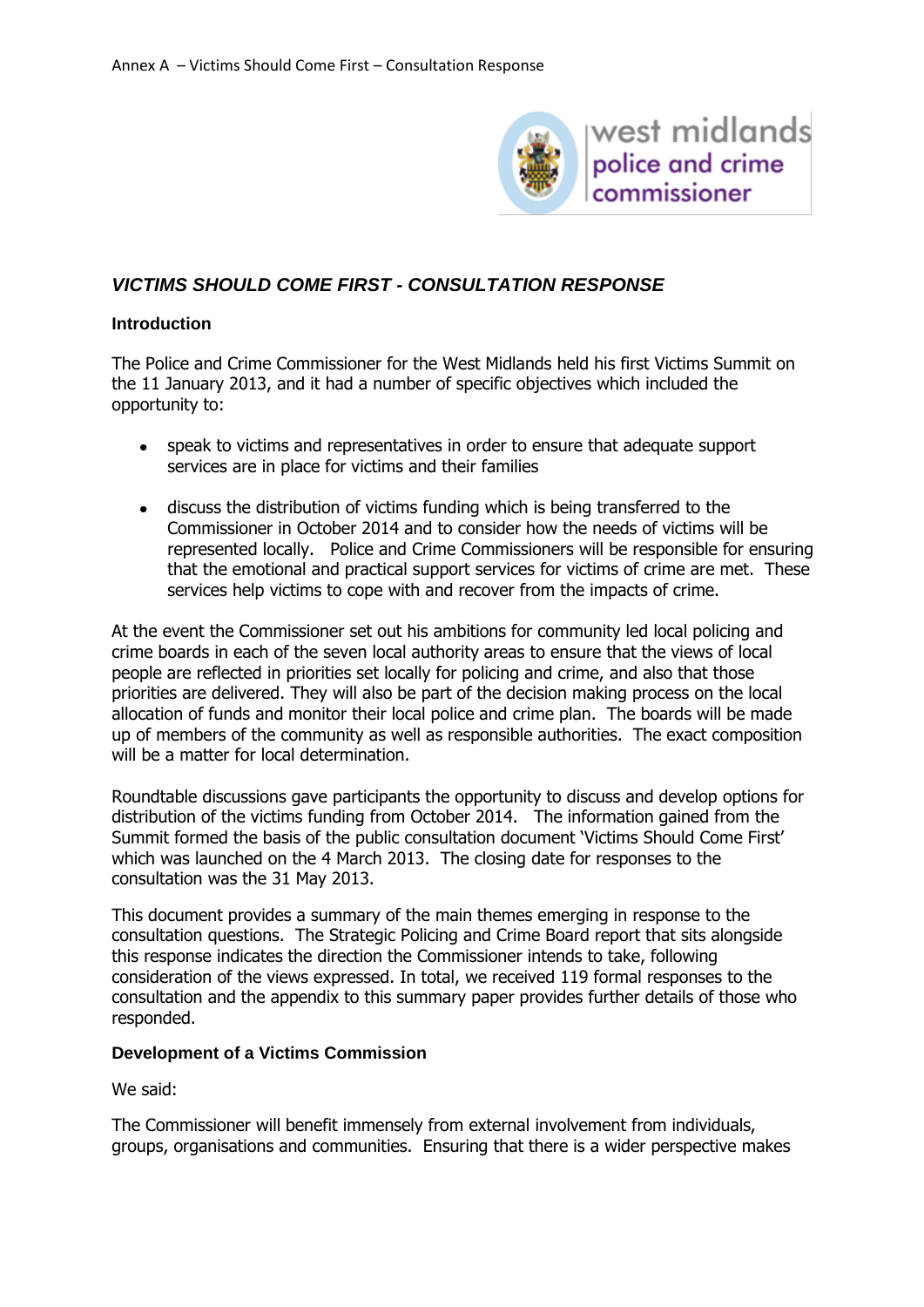Annex A – Victims Should Come First – Consultation Response

west midlands police and crime commissioner

## *VICTIMS SHOULD COME FIRST - CONSULTATION RESPONSE*

### Introduction

The Police and Crime Commissioner for the West Midlands held his first Victims Summit on the 11 January 2013, and it had a number of specific objectives which included the opportunity to:

- speak to victims and representatives in order to ensure that adequate support services are in place for victims and their families
- discuss the distribution of victims funding which is being transferred to the Commissioner in October 2014 and to consider how the needs of victims will be represented locally. Police and Crime Commissioners will be responsible for ensuring that the emotional and practical support services for victims of crime are met. These services help victims to cope with and recover from the impacts of crime.

At the event the Commissioner set out his ambitions for community led local policing and crime boards in each of the seven local authority areas to ensure that the views of local people are reflected in priorities set locally for policing and crime, and also that those priorities are delivered. They will also be part of the decision making process on the local allocation of funds and monitor their local police and crime plan. The boards will be made up of members of the community as well as responsible authorities. The exact composition will be a matter for local determination.

Roundtable discussions gave participants the opportunity to discuss and develop options for distribution of the victims funding from October 2014. The information gained from the Summit formed the basis of the public consultation document 'Victims Should Come First' which was launched on the 4 March 2013. The closing date for responses to the consultation was the 31 May 2013.

This document provides a summary of the main themes emerging in response to the consultation questions. The Strategic Policing and Crime Board report that sits alongside this response indicates the direction the Commissioner intends to take, following consideration of the views expressed. In total, we received 119 formal responses to the consultation and the appendix to this summary paper provides further details of those who responded.

### Development of a Victims Commission

We said:

The Commissioner will benefit immensely from external involvement from individuals, groups, organisations and communities. Ensuring that there is a wider perspective makes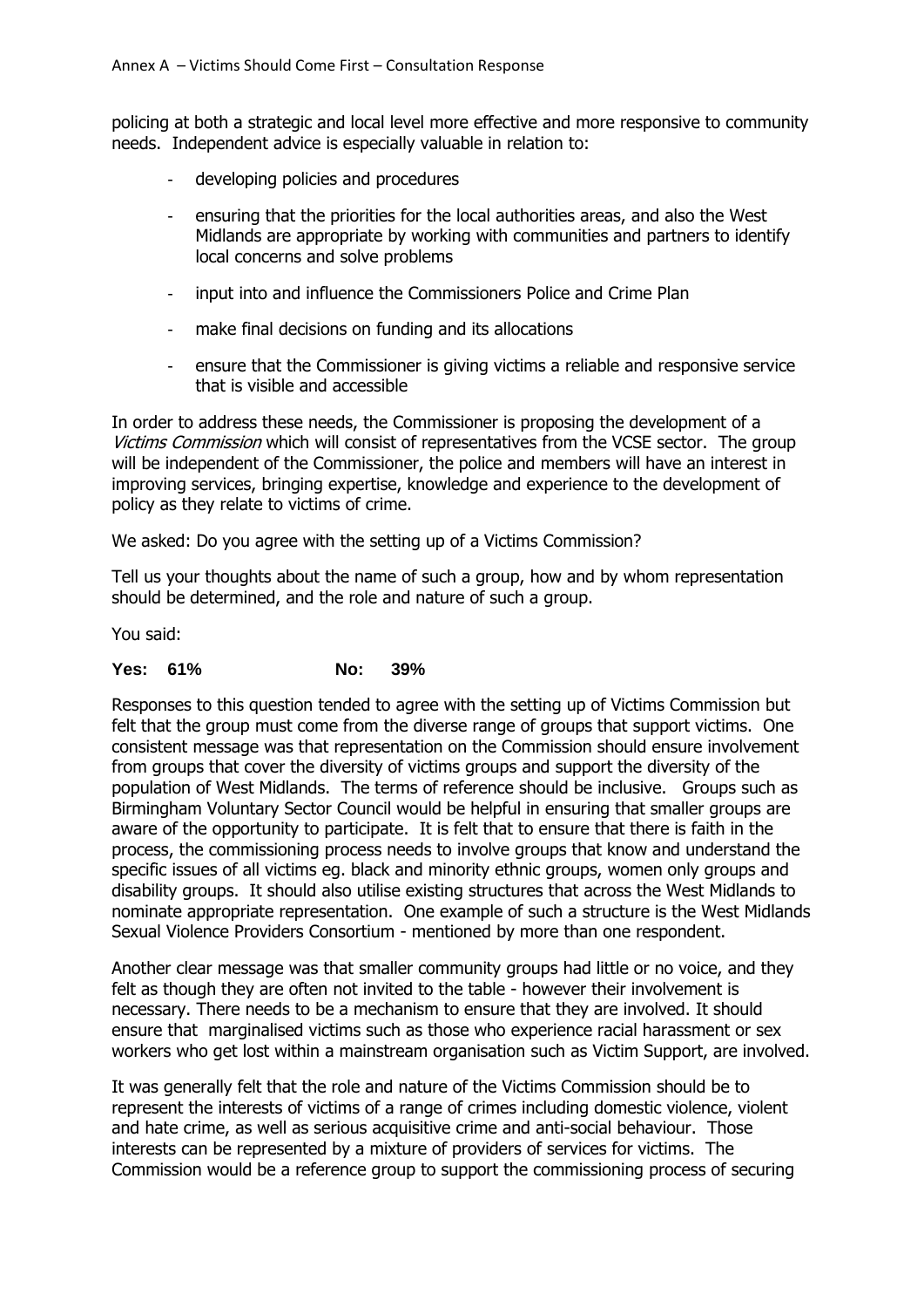policing at both a strategic and local level more effective and more responsive to community needs. Independent advice is especially valuable in relation to:

- developing policies and procedures
- ensuring that the priorities for the local authorities areas, and also the West Midlands are appropriate by working with communities and partners to identify local concerns and solve problems
- input into and influence the Commissioners Police and Crime Plan
- make final decisions on funding and its allocations
- ensure that the Commissioner is giving victims a reliable and responsive service that is visible and accessible

In order to address these needs, the Commissioner is proposing the development of a *Victims Commission* which will consist of representatives from the VCSE sector. The group will be independent of the Commissioner, the police and members will have an interest in improving services, bringing expertise, knowledge and experience to the development of policy as they relate to victims of crime.

We asked: Do you agree with the setting up of a Victims Commission?

Tell us your thoughts about the name of such a group, how and by whom representation should be determined, and the role and nature of such a group.

You said:

**Yes: 61% No: 39%**

Responses to this question tended to agree with the setting up of Victims Commission but felt that the group must come from the diverse range of groups that support victims. One consistent message was that representation on the Commission should ensure involvement from groups that cover the diversity of victims groups and support the diversity of the population of West Midlands. The terms of reference should be inclusive. Groups such as Birmingham Voluntary Sector Council would be helpful in ensuring that smaller groups are aware of the opportunity to participate. It is felt that to ensure that there is faith in the process, the commissioning process needs to involve groups that know and understand the specific issues of all victims eg. black and minority ethnic groups, women only groups and disability groups. It should also utilise existing structures that across the West Midlands to nominate appropriate representation. One example of such a structure is the West Midlands Sexual Violence Providers Consortium - mentioned by more than one respondent.

Another clear message was that smaller community groups had little or no voice, and they felt as though they are often not invited to the table - however their involvement is necessary. There needs to be a mechanism to ensure that they are involved. It should ensure that marginalised victims such as those who experience racial harassment or sex workers who get lost within a mainstream organisation such as Victim Support, are involved.

It was generally felt that the role and nature of the Victims Commission should be to represent the interests of victims of a range of crimes including domestic violence, violent and hate crime, as well as serious acquisitive crime and anti-social behaviour. Those interests can be represented by a mixture of providers of services for victims. The Commission would be a reference group to support the commissioning process of securing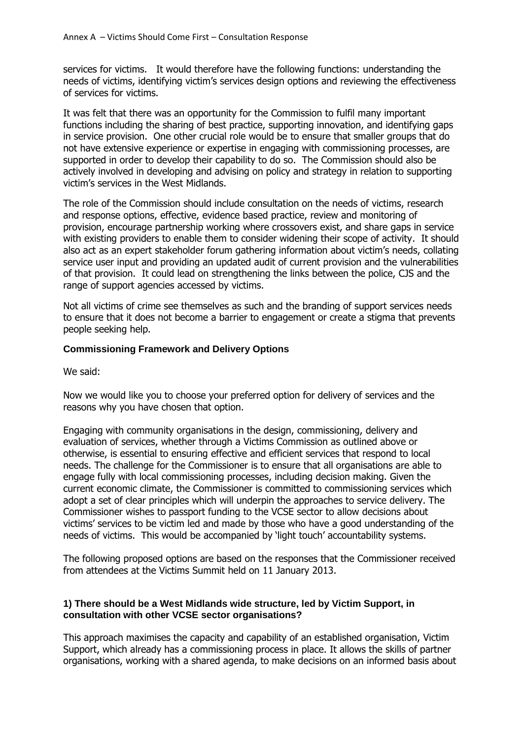services for victims. It would therefore have the following functions: understanding the needs of victims, identifying victim's services design options and reviewing the effectiveness of services for victims.

It was felt that there was an opportunity for the Commission to fulfil many important functions including the sharing of best practice, supporting innovation, and identifying gaps in service provision. One other crucial role would be to ensure that smaller groups that do not have extensive experience or expertise in engaging with commissioning processes, are supported in order to develop their capability to do so. The Commission should also be actively involved in developing and advising on policy and strategy in relation to supporting victim's services in the West Midlands.

The role of the Commission should include consultation on the needs of victims, research and response options, effective, evidence based practice, review and monitoring of provision, encourage partnership working where crossovers exist, and share gaps in service with existing providers to enable them to consider widening their scope of activity. It should also act as an expert stakeholder forum gathering information about victim's needs, collating service user input and providing an updated audit of current provision and the vulnerabilities of that provision. It could lead on strengthening the links between the police, CJS and the range of support agencies accessed by victims.

Not all victims of crime see themselves as such and the branding of support services needs to ensure that it does not become a barrier to engagement or create a stigma that prevents people seeking help.

**Commissioning Framework and Delivery Options**

We said:

Now we would like you to choose your preferred option for delivery of services and the reasons why you have chosen that option.

Engaging with community organisations in the design, commissioning, delivery and evaluation of services, whether through a Victims Commission as outlined above or otherwise, is essential to ensuring effective and efficient services that respond to local needs. The challenge for the Commissioner is to ensure that all organisations are able to engage fully with local commissioning processes, including decision making. Given the current economic climate, the Commissioner is committed to commissioning services which adopt a set of clear principles which will underpin the approaches to service delivery. The Commissioner wishes to passport funding to the VCSE sector to allow decisions about victims' services to be victim led and made by those who have a good understanding of the needs of victims. This would be accompanied by 'light touch' accountability systems.

The following proposed options are based on the responses that the Commissioner received from attendees at the Victims Summit held on 11 January 2013.

**1) There should be a West Midlands wide structure, led by Victim Support, in consultation with other VCSE sector organisations?**

This approach maximises the capacity and capability of an established organisation, Victim Support, which already has a commissioning process in place. It allows the skills of partner organisations, working with a shared agenda, to make decisions on an informed basis about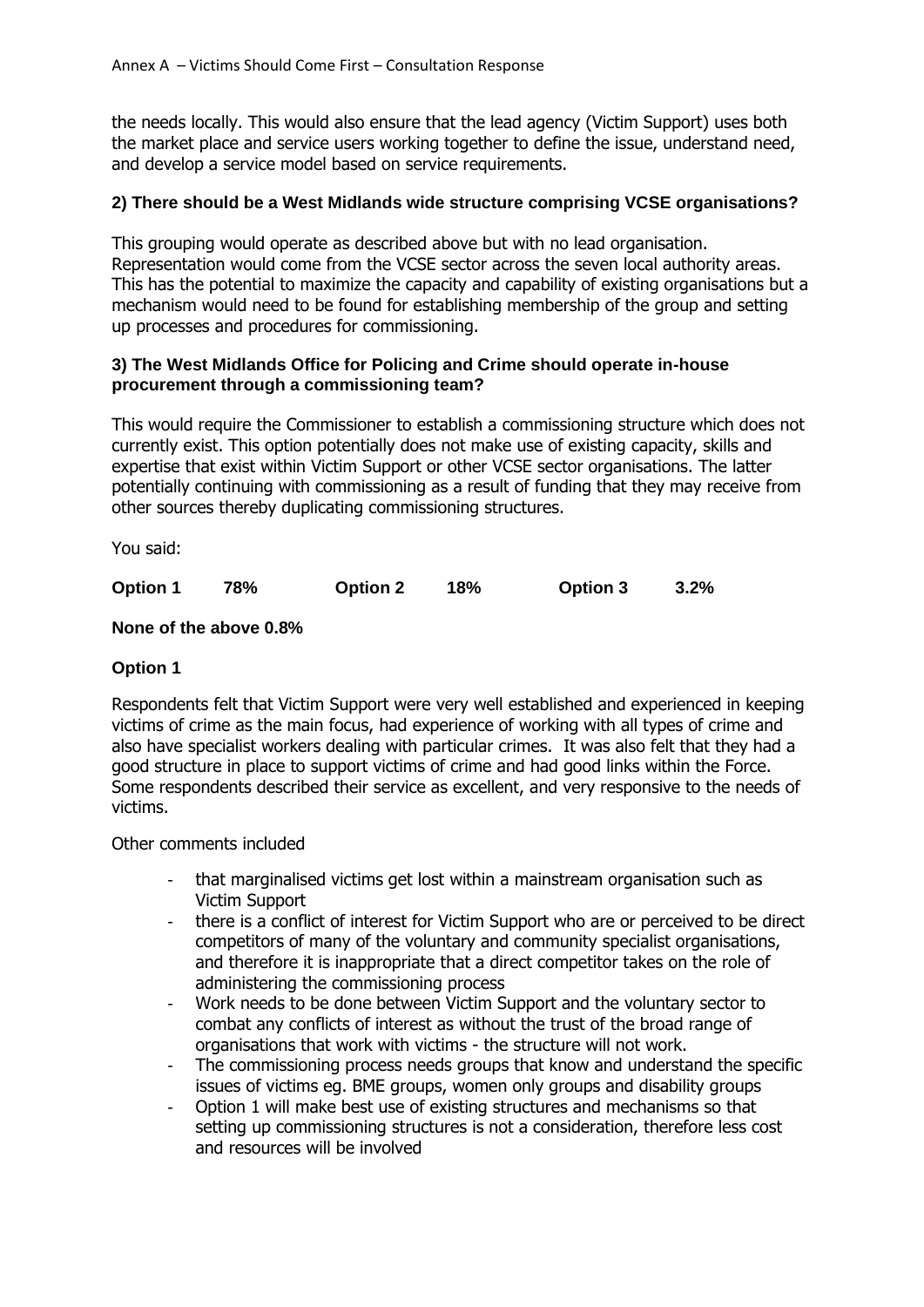the needs locally. This would also ensure that the lead agency (Victim Support) uses both the market place and service users working together to define the issue, understand need, and develop a service model based on service requirements.

**2) There should be a West Midlands wide structure comprising VCSE organisations?**

This grouping would operate as described above but with no lead organisation. Representation would come from the VCSE sector across the seven local authority areas. This has the potential to maximize the capacity and capability of existing organisations but a mechanism would need to be found for establishing membership of the group and setting up processes and procedures for commissioning.

**3) The West Midlands Office for Policing and Crime should operate in-house procurement through a commissioning team?**

This would require the Commissioner to establish a commissioning structure which does not currently exist. This option potentially does not make use of existing capacity, skills and expertise that exist within Victim Support or other VCSE sector organisations. The latter potentially continuing with commissioning as a result of funding that they may receive from other sources thereby duplicating commissioning structures.

You said:

**Option 1 78% Option 2 18% Option 3 3.2%**

**None of the above 0.8%**

**Option 1**

Respondents felt that Victim Support were very well established and experienced in keeping victims of crime as the main focus, had experience of working with all types of crime and also have specialist workers dealing with particular crimes. It was also felt that they had a good structure in place to support victims of crime and had good links within the Force. Some respondents described their service as excellent, and very responsive to the needs of victims.

Other comments included

- that marginalised victims get lost within a mainstream organisation such as Victim Support
- there is a conflict of interest for Victim Support who are or perceived to be direct competitors of many of the voluntary and community specialist organisations, and therefore it is inappropriate that a direct competitor takes on the role of administering the commissioning process
- Work needs to be done between Victim Support and the voluntary sector to combat any conflicts of interest as without the trust of the broad range of organisations that work with victims - the structure will not work.
- The commissioning process needs groups that know and understand the specific issues of victims eg. BME groups, women only groups and disability groups
- Option 1 will make best use of existing structures and mechanisms so that setting up commissioning structures is not a consideration, therefore less cost and resources will be involved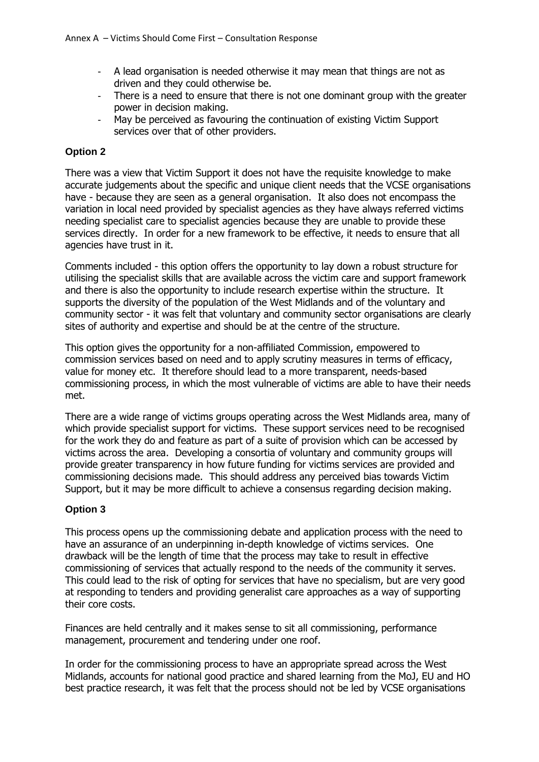- A lead organisation is needed otherwise it may mean that things are not as driven and they could otherwise be.
- There is a need to ensure that there is not one dominant group with the greater power in decision making.
- May be perceived as favouring the continuation of existing Victim Support services over that of other providers.

**Option 2**

There was a view that Victim Support it does not have the requisite knowledge to make accurate judgements about the specific and unique client needs that the VCSE organisations have - because they are seen as a general organisation. It also does not encompass the variation in local need provided by specialist agencies as they have always referred victims needing specialist care to specialist agencies because they are unable to provide these services directly. In order for a new framework to be effective, it needs to ensure that all agencies have trust in it.

Comments included - this option offers the opportunity to lay down a robust structure for utilising the specialist skills that are available across the victim care and support framework and there is also the opportunity to include research expertise within the structure. It supports the diversity of the population of the West Midlands and of the voluntary and community sector - it was felt that voluntary and community sector organisations are clearly sites of authority and expertise and should be at the centre of the structure.

This option gives the opportunity for a non-affiliated Commission, empowered to commission services based on need and to apply scrutiny measures in terms of efficacy, value for money etc. It therefore should lead to a more transparent, needs-based commissioning process, in which the most vulnerable of victims are able to have their needs met.

There are a wide range of victims groups operating across the West Midlands area, many of which provide specialist support for victims. These support services need to be recognised for the work they do and feature as part of a suite of provision which can be accessed by victims across the area. Developing a consortia of voluntary and community groups will provide greater transparency in how future funding for victims services are provided and commissioning decisions made. This should address any perceived bias towards Victim Support, but it may be more difficult to achieve a consensus regarding decision making.

**Option 3**

This process opens up the commissioning debate and application process with the need to have an assurance of an underpinning in-depth knowledge of victims services. One drawback will be the length of time that the process may take to result in effective commissioning of services that actually respond to the needs of the community it serves. This could lead to the risk of opting for services that have no specialism, but are very good at responding to tenders and providing generalist care approaches as a way of supporting their core costs.

Finances are held centrally and it makes sense to sit all commissioning, performance management, procurement and tendering under one roof.

In order for the commissioning process to have an appropriate spread across the West Midlands, accounts for national good practice and shared learning from the MoJ, EU and HO best practice research, it was felt that the process should not be led by VCSE organisations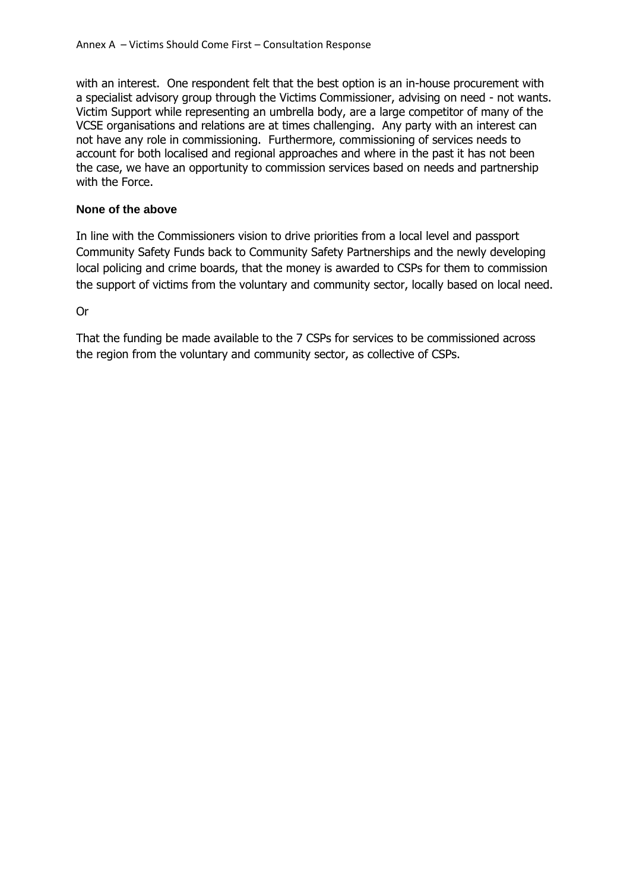with an interest. One respondent felt that the best option is an in-house procurement with a specialist advisory group through the Victims Commissioner, advising on need - not wants. Victim Support while representing an umbrella body, are a large competitor of many of the VCSE organisations and relations are at times challenging. Any party with an interest can not have any role in commissioning. Furthermore, commissioning of services needs to account for both localised and regional approaches and where in the past it has not been the case, we have an opportunity to commission services based on needs and partnership with the Force.

**None of the above**

In line with the Commissioners vision to drive priorities from a local level and passport Community Safety Funds back to Community Safety Partnerships and the newly developing local policing and crime boards, that the money is awarded to CSPs for them to commission the support of victims from the voluntary and community sector, locally based on local need.

Or

That the funding be made available to the 7 CSPs for services to be commissioned across the region from the voluntary and community sector, as collective of CSPs.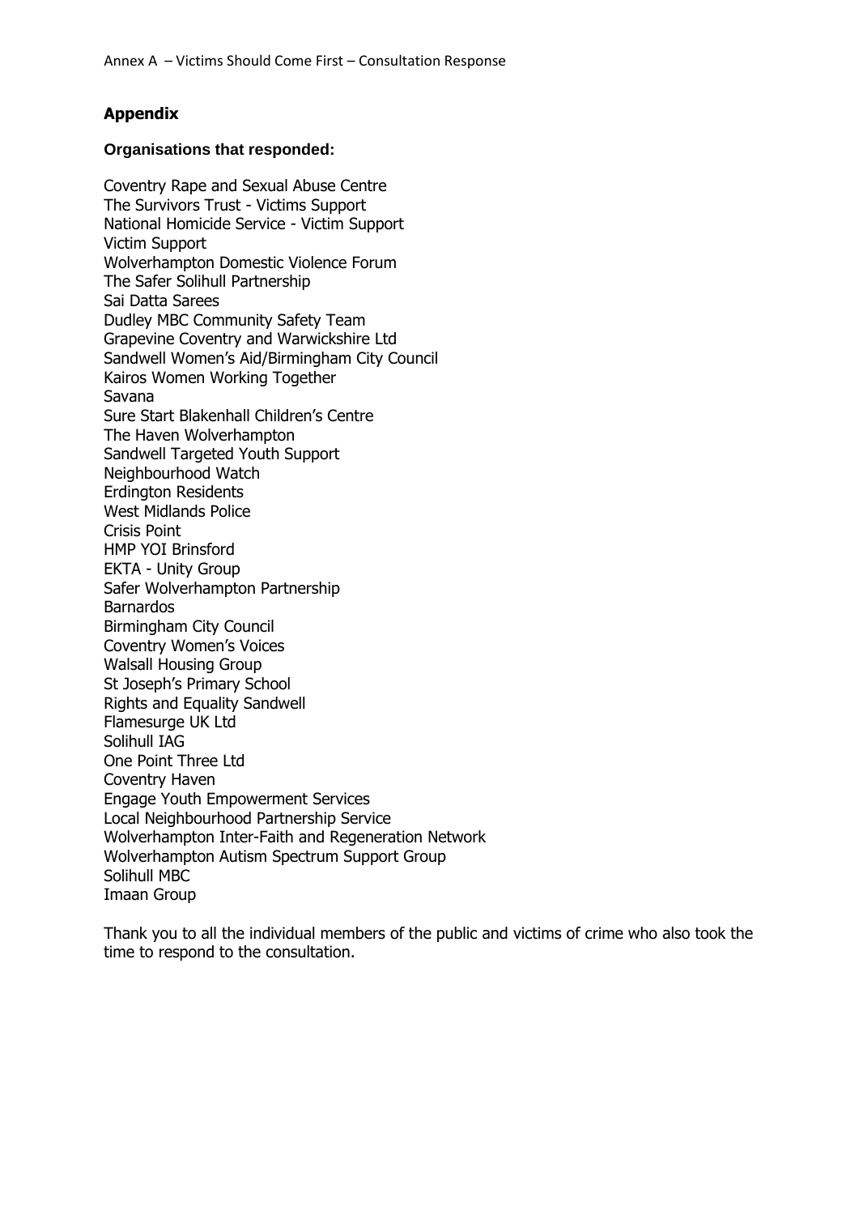## Appendix

**Organisations that responded:**

Coventry Rape and Sexual Abuse Centre
The Survivors Trust - Victims Support
National Homicide Service - Victim Support
Victim Support
Wolverhampton Domestic Violence Forum
The Safer Solihull Partnership
Sai Datta Sarees
Dudley MBC Community Safety Team
Grapevine Coventry and Warwickshire Ltd
Sandwell Women's Aid/Birmingham City Council
Kairos Women Working Together
Savana
Sure Start Blakenhall Children's Centre
The Haven Wolverhampton
Sandwell Targeted Youth Support
Neighbourhood Watch
Erdington Residents
West Midlands Police
Crisis Point
HMP YOI Brinsford
EKTA - Unity Group
Safer Wolverhampton Partnership
Barnardos
Birmingham City Council
Coventry Women's Voices
Walsall Housing Group
St Joseph's Primary School
Rights and Equality Sandwell
Flamesurge UK Ltd
Solihull IAG
One Point Three Ltd
Coventry Haven
Engage Youth Empowerment Services
Local Neighbourhood Partnership Service
Wolverhampton Inter-Faith and Regeneration Network
Wolverhampton Autism Spectrum Support Group
Solihull MBC
Imaan Group

Thank you to all the individual members of the public and victims of crime who also took the time to respond to the consultation.